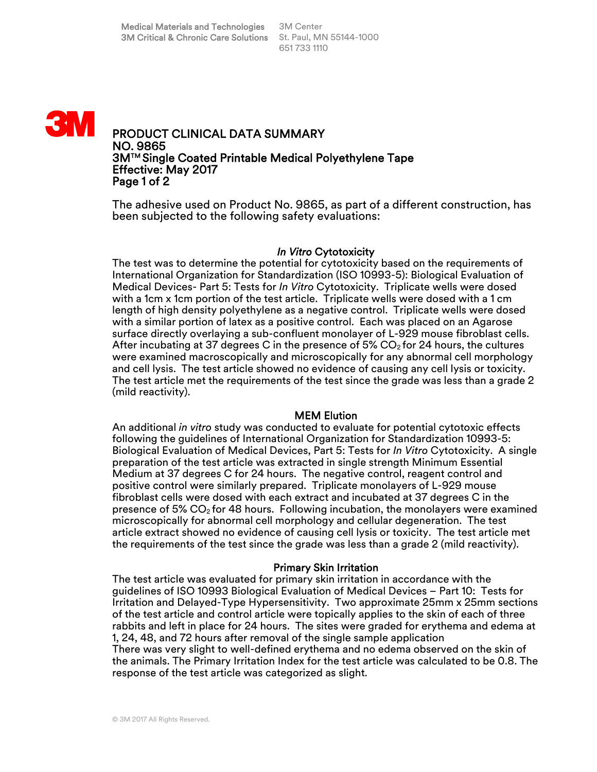Medical Materials and Technologies
3M Critical & Chronic Care Solutions

3M Center
St. Paul, MN 55144-1000
651 733 1110

# PRODUCT CLINICAL DATA SUMMARY
# NO. 9865
# 3M™ Single Coated Printable Medical Polyethylene Tape
# Effective: May 2017

The adhesive used on Product No. 9865, as part of a different construction, has been subjected to the following safety evaluations:

## *In Vitro* Cytotoxicity

The test was to determine the potential for cytotoxicity based on the requirements of International Organization for Standardization (ISO 10993-5): Biological Evaluation of Medical Devices- Part 5: Tests for *In Vitro* Cytotoxicity. Triplicate wells were dosed with a 1cm x 1cm portion of the test article. Triplicate wells were dosed with a 1 cm length of high density polyethylene as a negative control. Triplicate wells were dosed with a similar portion of latex as a positive control. Each was placed on an Agarose surface directly overlaying a sub-confluent monolayer of L-929 mouse fibroblast cells. After incubating at 37 degrees C in the presence of 5% $CO_2$ for 24 hours, the cultures were examined macroscopically and microscopically for any abnormal cell morphology and cell lysis. The test article showed no evidence of causing any cell lysis or toxicity. The test article met the requirements of the test since the grade was less than a grade 2 (mild reactivity).

## MEM Elution

An additional *in vitro* study was conducted to evaluate for potential cytotoxic effects following the guidelines of International Organization for Standardization 10993-5: Biological Evaluation of Medical Devices, Part 5: Tests for *In Vitro* Cytotoxicity. A single preparation of the test article was extracted in single strength Minimum Essential Medium at 37 degrees C for 24 hours. The negative control, reagent control and positive control were similarly prepared. Triplicate monolayers of L-929 mouse fibroblast cells were dosed with each extract and incubated at 37 degrees C in the presence of 5% $CO_2$ for 48 hours. Following incubation, the monolayers were examined microscopically for abnormal cell morphology and cellular degeneration. The test article extract showed no evidence of causing cell lysis or toxicity. The test article met the requirements of the test since the grade was less than a grade 2 (mild reactivity).

## Primary Skin Irritation

The test article was evaluated for primary skin irritation in accordance with the guidelines of ISO 10993 Biological Evaluation of Medical Devices – Part 10: Tests for Irritation and Delayed-Type Hypersensitivity. Two approximate 25mm x 25mm sections of the test article and control article were topically applies to the skin of each of three rabbits and left in place for 24 hours. The sites were graded for erythema and edema at 1, 24, 48, and 72 hours after removal of the single sample application
There was very slight to well-defined erythema and no edema observed on the skin of the animals. The Primary Irritation Index for the test article was calculated to be 0.8. The response of the test article was categorized as slight.

© 3M 2017 All Rights Reserved.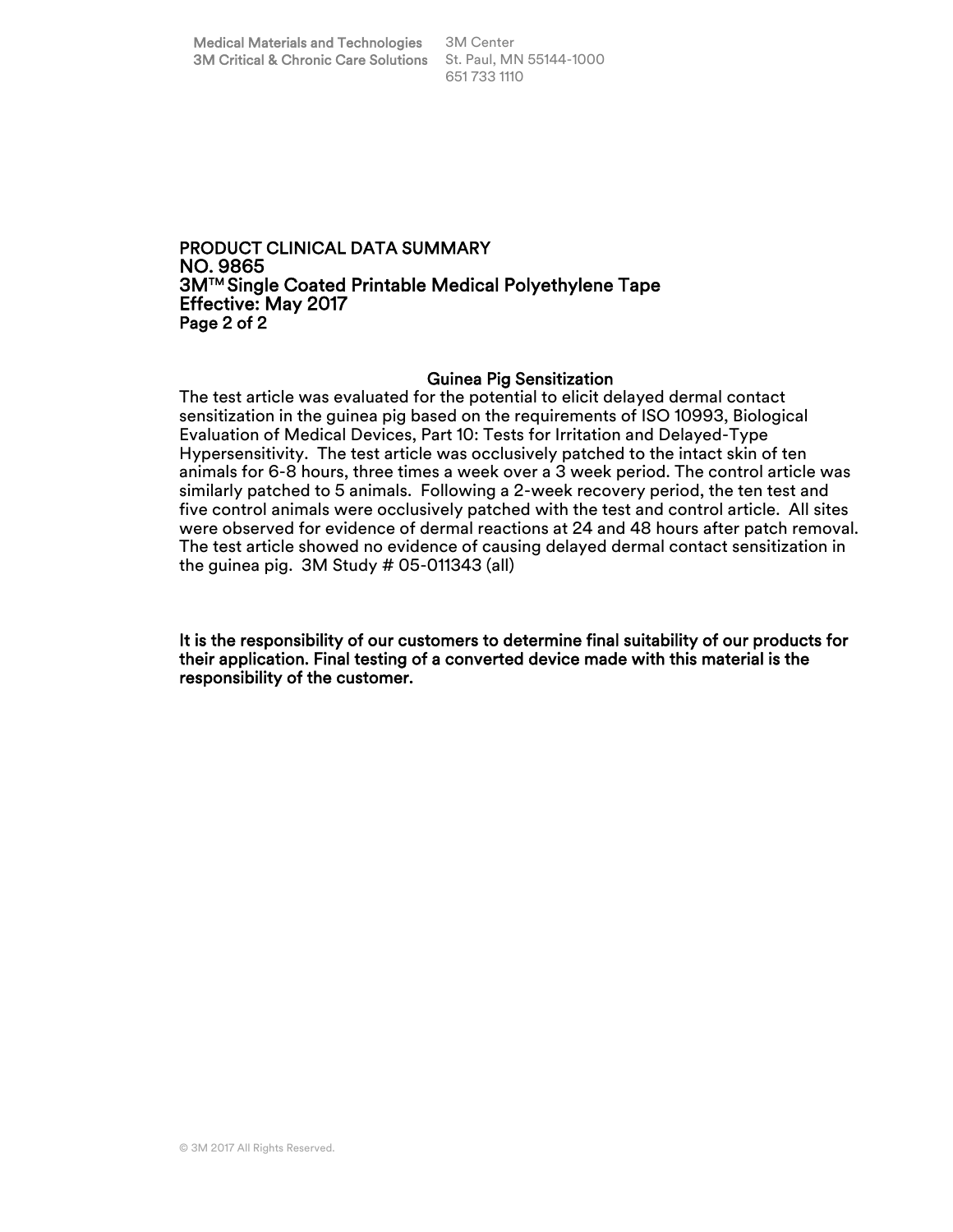**PRODUCT CLINICAL DATA SUMMARY**
**NO. 9865**
**3M™ Single Coated Printable Medical Polyethylene Tape**
**Effective: May 2017**

## Guinea Pig Sensitization

The test article was evaluated for the potential to elicit delayed dermal contact sensitization in the guinea pig based on the requirements of ISO 10993, Biological Evaluation of Medical Devices, Part 10: Tests for Irritation and Delayed-Type Hypersensitivity. The test article was occlusively patched to the intact skin of ten animals for 6-8 hours, three times a week over a 3 week period. The control article was similarly patched to 5 animals. Following a 2-week recovery period, the ten test and five control animals were occlusively patched with the test and control article. All sites were observed for evidence of dermal reactions at 24 and 48 hours after patch removal. The test article showed no evidence of causing delayed dermal contact sensitization in the guinea pig. 3M Study # 05-011343 (all)

**It is the responsibility of our customers to determine final suitability of our products for their application. Final testing of a converted device made with this material is the responsibility of the customer.**